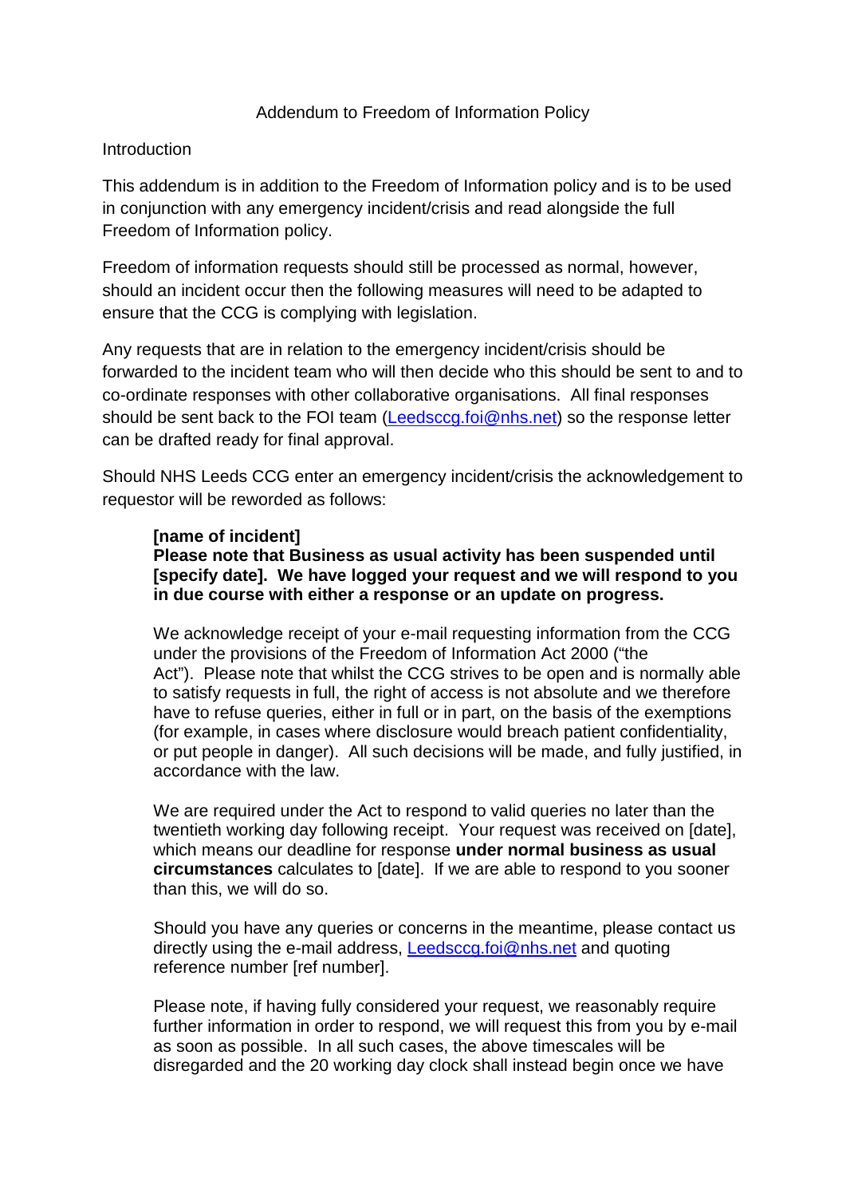# Addendum to Freedom of Information Policy

## Introduction

This addendum is in addition to the Freedom of Information policy and is to be used in conjunction with any emergency incident/crisis and read alongside the full Freedom of Information policy.

Freedom of information requests should still be processed as normal, however, should an incident occur then the following measures will need to be adapted to ensure that the CCG is complying with legislation.

Any requests that are in relation to the emergency incident/crisis should be forwarded to the incident team who will then decide who this should be sent to and to co-ordinate responses with other collaborative organisations. All final responses should be sent back to the FOI team (Leedsccg.foi@nhs.net) so the response letter can be drafted ready for final approval.

Should NHS Leeds CCG enter an emergency incident/crisis the acknowledgement to requestor will be reworded as follows:

> **[name of incident]**
> **Please note that Business as usual activity has been suspended until [specify date]. We have logged your request and we will respond to you in due course with either a response or an update on progress.**
>
> We acknowledge receipt of your e-mail requesting information from the CCG under the provisions of the Freedom of Information Act 2000 ("the Act"). Please note that whilst the CCG strives to be open and is normally able to satisfy requests in full, the right of access is not absolute and we therefore have to refuse queries, either in full or in part, on the basis of the exemptions (for example, in cases where disclosure would breach patient confidentiality, or put people in danger). All such decisions will be made, and fully justified, in accordance with the law.
>
> We are required under the Act to respond to valid queries no later than the twentieth working day following receipt. Your request was received on [date], which means our deadline for response **under normal business as usual circumstances** calculates to [date]. If we are able to respond to you sooner than this, we will do so.
>
> Should you have any queries or concerns in the meantime, please contact us directly using the e-mail address, Leedsccg.foi@nhs.net and quoting reference number [ref number].
>
> Please note, if having fully considered your request, we reasonably require further information in order to respond, we will request this from you by e-mail as soon as possible. In all such cases, the above timescales will be disregarded and the 20 working day clock shall instead begin once we have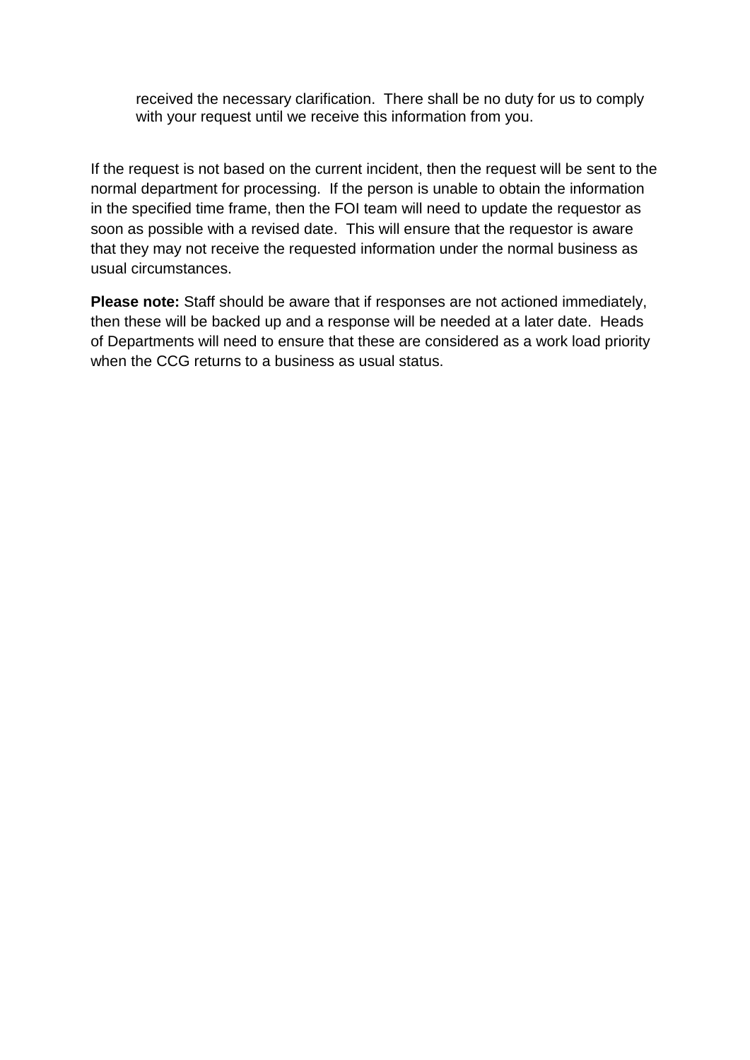received the necessary clarification. There shall be no duty for us to comply with your request until we receive this information from you.

If the request is not based on the current incident, then the request will be sent to the normal department for processing. If the person is unable to obtain the information in the specified time frame, then the FOI team will need to update the requestor as soon as possible with a revised date. This will ensure that the requestor is aware that they may not receive the requested information under the normal business as usual circumstances.

**Please note:** Staff should be aware that if responses are not actioned immediately, then these will be backed up and a response will be needed at a later date. Heads of Departments will need to ensure that these are considered as a work load priority when the CCG returns to a business as usual status.